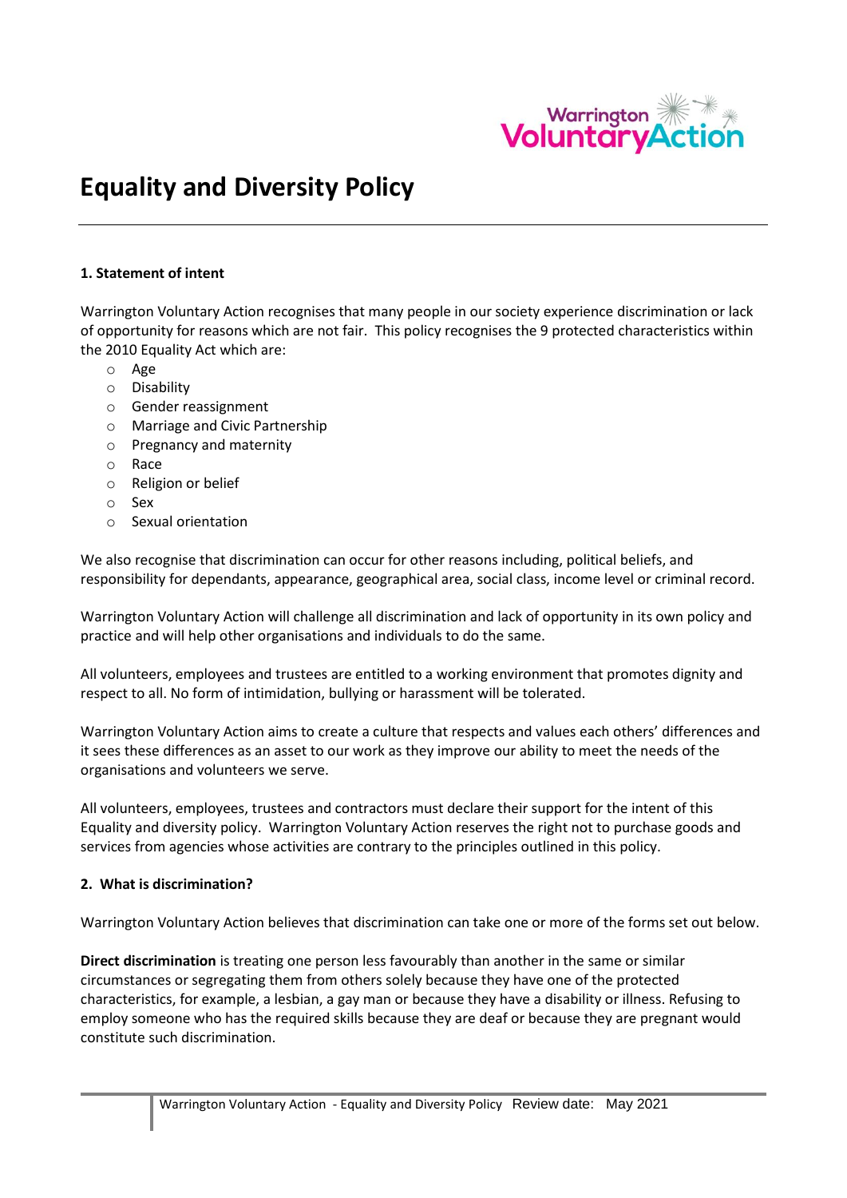# Equality and Diversity Policy

**1. Statement of intent**

Warrington Voluntary Action recognises that many people in our society experience discrimination or lack of opportunity for reasons which are not fair. This policy recognises the 9 protected characteristics within the 2010 Equality Act which are:

- Age
- Disability
- Gender reassignment
- Marriage and Civic Partnership
- Pregnancy and maternity
- Race
- Religion or belief
- Sex
- Sexual orientation

We also recognise that discrimination can occur for other reasons including, political beliefs, and responsibility for dependants, appearance, geographical area, social class, income level or criminal record.

Warrington Voluntary Action will challenge all discrimination and lack of opportunity in its own policy and practice and will help other organisations and individuals to do the same.

All volunteers, employees and trustees are entitled to a working environment that promotes dignity and respect to all. No form of intimidation, bullying or harassment will be tolerated.

Warrington Voluntary Action aims to create a culture that respects and values each others' differences and it sees these differences as an asset to our work as they improve our ability to meet the needs of the organisations and volunteers we serve.

All volunteers, employees, trustees and contractors must declare their support for the intent of this Equality and diversity policy. Warrington Voluntary Action reserves the right not to purchase goods and services from agencies whose activities are contrary to the principles outlined in this policy.

**2. What is discrimination?**

Warrington Voluntary Action believes that discrimination can take one or more of the forms set out below.

**Direct discrimination** is treating one person less favourably than another in the same or similar circumstances or segregating them from others solely because they have one of the protected characteristics, for example, a lesbian, a gay man or because they have a disability or illness. Refusing to employ someone who has the required skills because they are deaf or because they are pregnant would constitute such discrimination.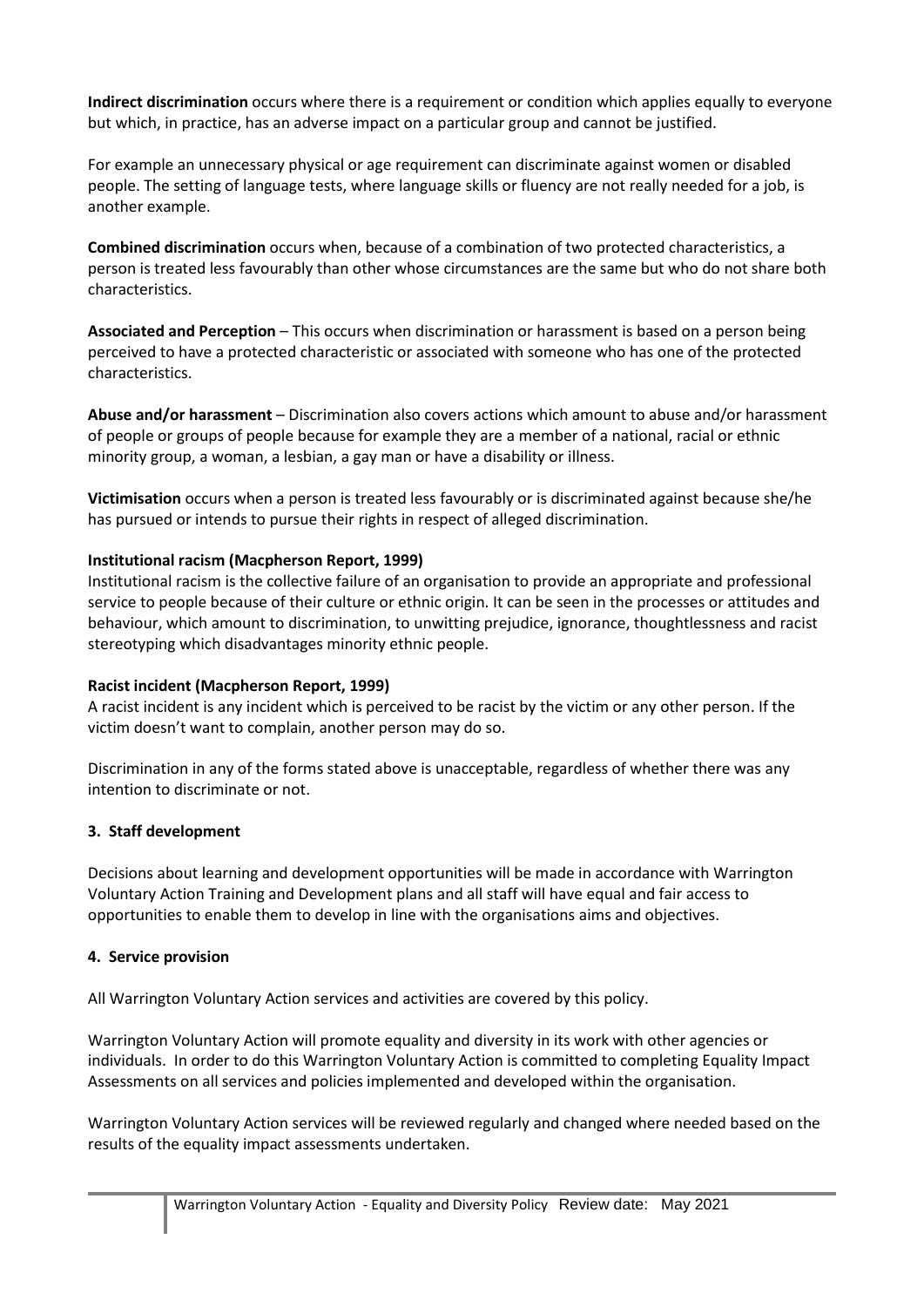**Indirect discrimination** occurs where there is a requirement or condition which applies equally to everyone but which, in practice, has an adverse impact on a particular group and cannot be justified.

For example an unnecessary physical or age requirement can discriminate against women or disabled people. The setting of language tests, where language skills or fluency are not really needed for a job, is another example.

**Combined discrimination** occurs when, because of a combination of two protected characteristics, a person is treated less favourably than other whose circumstances are the same but who do not share both characteristics.

**Associated and Perception** – This occurs when discrimination or harassment is based on a person being perceived to have a protected characteristic or associated with someone who has one of the protected characteristics.

**Abuse and/or harassment** – Discrimination also covers actions which amount to abuse and/or harassment of people or groups of people because for example they are a member of a national, racial or ethnic minority group, a woman, a lesbian, a gay man or have a disability or illness.

**Victimisation** occurs when a person is treated less favourably or is discriminated against because she/he has pursued or intends to pursue their rights in respect of alleged discrimination.

**Institutional racism (Macpherson Report, 1999)**
Institutional racism is the collective failure of an organisation to provide an appropriate and professional service to people because of their culture or ethnic origin. It can be seen in the processes or attitudes and behaviour, which amount to discrimination, to unwitting prejudice, ignorance, thoughtlessness and racist stereotyping which disadvantages minority ethnic people.

**Racist incident (Macpherson Report, 1999)**
A racist incident is any incident which is perceived to be racist by the victim or any other person. If the victim doesn't want to complain, another person may do so.

Discrimination in any of the forms stated above is unacceptable, regardless of whether there was any intention to discriminate or not.

## 3. Staff development

Decisions about learning and development opportunities will be made in accordance with Warrington Voluntary Action Training and Development plans and all staff will have equal and fair access to opportunities to enable them to develop in line with the organisations aims and objectives.

## 4. Service provision

All Warrington Voluntary Action services and activities are covered by this policy.

Warrington Voluntary Action will promote equality and diversity in its work with other agencies or individuals. In order to do this Warrington Voluntary Action is committed to completing Equality Impact Assessments on all services and policies implemented and developed within the organisation.

Warrington Voluntary Action services will be reviewed regularly and changed where needed based on the results of the equality impact assessments undertaken.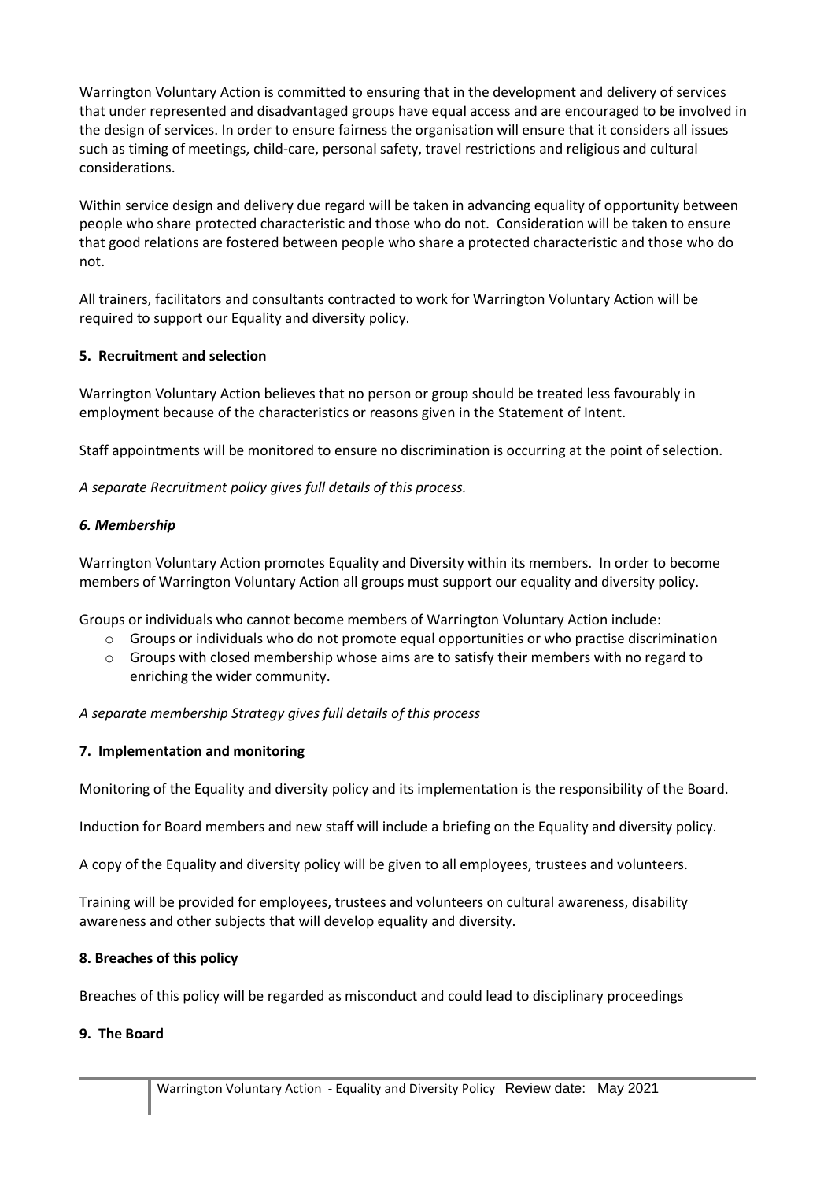Warrington Voluntary Action is committed to ensuring that in the development and delivery of services that under represented and disadvantaged groups have equal access and are encouraged to be involved in the design of services. In order to ensure fairness the organisation will ensure that it considers all issues such as timing of meetings, child-care, personal safety, travel restrictions and religious and cultural considerations.

Within service design and delivery due regard will be taken in advancing equality of opportunity between people who share protected characteristic and those who do not. Consideration will be taken to ensure that good relations are fostered between people who share a protected characteristic and those who do not.

All trainers, facilitators and consultants contracted to work for Warrington Voluntary Action will be required to support our Equality and diversity policy.

**5. Recruitment and selection**

Warrington Voluntary Action believes that no person or group should be treated less favourably in employment because of the characteristics or reasons given in the Statement of Intent.

Staff appointments will be monitored to ensure no discrimination is occurring at the point of selection.

*A separate Recruitment policy gives full details of this process.*

***6. Membership***

Warrington Voluntary Action promotes Equality and Diversity within its members. In order to become members of Warrington Voluntary Action all groups must support our equality and diversity policy.

Groups or individuals who cannot become members of Warrington Voluntary Action include:

- Groups or individuals who do not promote equal opportunities or who practise discrimination
- Groups with closed membership whose aims are to satisfy their members with no regard to enriching the wider community.

*A separate membership Strategy gives full details of this process*

**7. Implementation and monitoring**

Monitoring of the Equality and diversity policy and its implementation is the responsibility of the Board.

Induction for Board members and new staff will include a briefing on the Equality and diversity policy.

A copy of the Equality and diversity policy will be given to all employees, trustees and volunteers.

Training will be provided for employees, trustees and volunteers on cultural awareness, disability awareness and other subjects that will develop equality and diversity.

**8. Breaches of this policy**

Breaches of this policy will be regarded as misconduct and could lead to disciplinary proceedings

**9. The Board**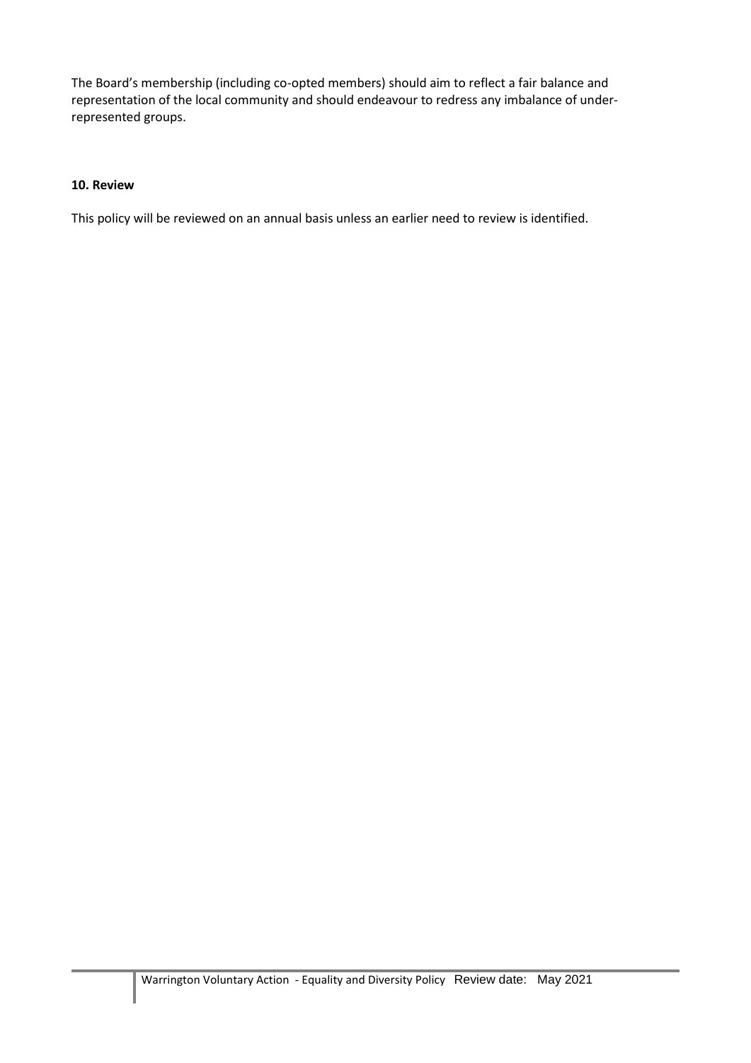The Board's membership (including co-opted members) should aim to reflect a fair balance and representation of the local community and should endeavour to redress any imbalance of under-represented groups.

**10. Review**

This policy will be reviewed on an annual basis unless an earlier need to review is identified.